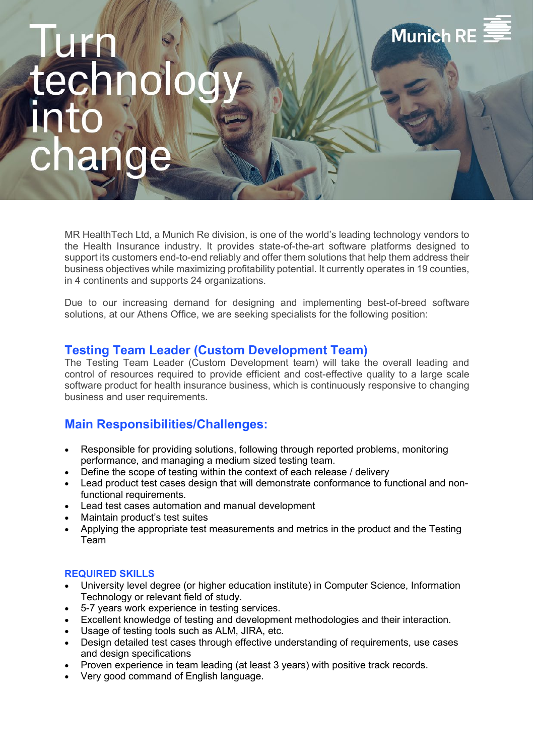# Turn technology into change

Munich RE

MR HealthTech Ltd, a Munich Re division, is one of the world's leading technology vendors to the Health Insurance industry. It provides state-of-the-art software platforms designed to support its customers end-to-end reliably and offer them solutions that help them address their business objectives while maximizing profitability potential. It currently operates in 19 counties, in 4 continents and supports 24 organizations.

Due to our increasing demand for designing and implementing best-of-breed software solutions, at our Athens Office, we are seeking specialists for the following position:

## Testing Team Leader (Custom Development Team)

The Testing Team Leader (Custom Development team) will take the overall leading and control of resources required to provide efficient and cost-effective quality to a large scale software product for health insurance business, which is continuously responsive to changing business and user requirements.

## Main Responsibilities/Challenges:

- Responsible for providing solutions, following through reported problems, monitoring performance, and managing a medium sized testing team.
- Define the scope of testing within the context of each release / delivery
- Lead product test cases design that will demonstrate conformance to functional and non-functional requirements.
- Lead test cases automation and manual development
- Maintain product's test suites
- Applying the appropriate test measurements and metrics in the product and the Testing Team

### REQUIRED SKILLS

- University level degree (or higher education institute) in Computer Science, Information Technology or relevant field of study.
- 5-7 years work experience in testing services.
- Excellent knowledge of testing and development methodologies and their interaction.
- Usage of testing tools such as ALM, JIRA, etc.
- Design detailed test cases through effective understanding of requirements, use cases and design specifications
- Proven experience in team leading (at least 3 years) with positive track records.
- Very good command of English language.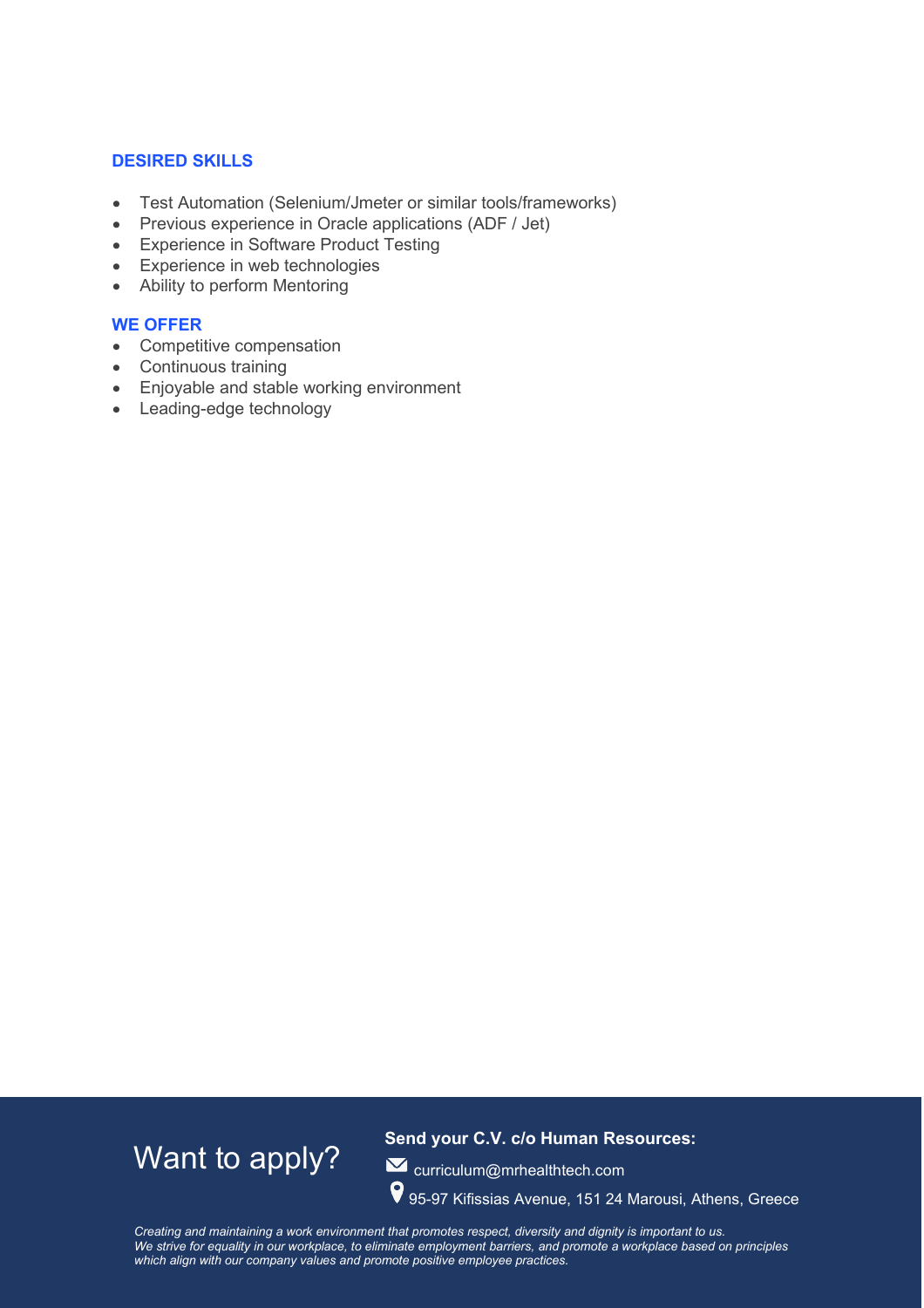## DESIRED SKILLS

- Test Automation (Selenium/Jmeter or similar tools/frameworks)
- Previous experience in Oracle applications (ADF / Jet)
- Experience in Software Product Testing
- Experience in web technologies
- Ability to perform Mentoring

## WE OFFER

- Competitive compensation
- Continuous training
- Enjoyable and stable working environment
- Leading-edge technology

## Want to apply?

**Send your C.V. c/o Human Resources:**

curriculum@mrhealthtech.com

95-97 Kifissias Avenue, 151 24 Marousi, Athens, Greece

*Creating and maintaining a work environment that promotes respect, diversity and dignity is important to us. We strive for equality in our workplace, to eliminate employment barriers, and promote a workplace based on principles which align with our company values and promote positive employee practices.*